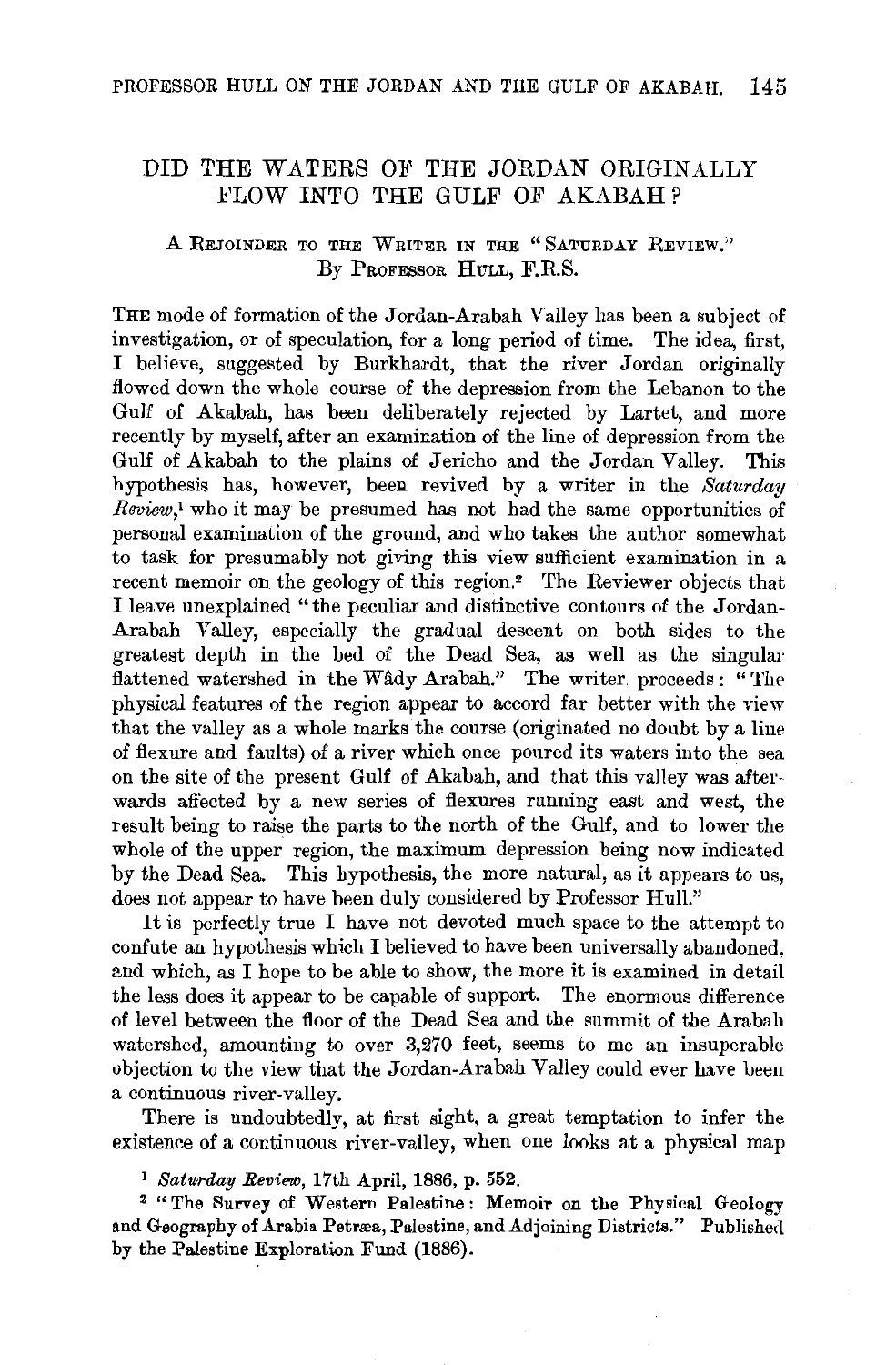# DID THE WATERS OF THE JORDAN ORIGINALLY FLOW INTO THE GULF OF AKABAH?

### A Rejoinder to the Writer in the "Saturday Review."

### By Professor Hull, F.R.S.

THE mode of formation of the Jordan-Arabah Valley has been a subject of investigation, or of speculation, for a long period of time. The idea, first, I believe, suggested by Burkhardt, that the river Jordan originally flowed down the whole course of the depression from the Lebanon to the Gulf of Akabah, has been deliberately rejected by Lartet, and more recently by myself, after an examination of the line of depression from the Gulf of Akabah to the plains of Jericho and the Jordan Valley. This hypothesis has, however, been revived by a writer in the *Saturday Review*,[1] who it may be presumed has not had the same opportunities of personal examination of the ground, and who takes the author somewhat to task for presumably not giving this view sufficient examination in a recent memoir on the geology of this region.[2] The Reviewer objects that I leave unexplained "the peculiar and distinctive contours of the Jordan-Arabah Valley, especially the gradual descent on both sides to the greatest depth in the bed of the Dead Sea, as well as the singular flattened watershed in the Wâdy Arabah." The writer proceeds: "The physical features of the region appear to accord far better with the view that the valley as a whole marks the course (originated no doubt by a line of flexure and faults) of a river which once poured its waters into the sea on the site of the present Gulf of Akabah, and that this valley was afterwards affected by a new series of flexures running east and west, the result being to raise the parts to the north of the Gulf, and to lower the whole of the upper region, the maximum depression being now indicated by the Dead Sea. This hypothesis, the more natural, as it appears to us, does not appear to have been duly considered by Professor Hull."

It is perfectly true I have not devoted much space to the attempt to confute an hypothesis which I believed to have been universally abandoned, and which, as I hope to be able to show, the more it is examined in detail the less does it appear to be capable of support. The enormous difference of level between the floor of the Dead Sea and the summit of the Arabah watershed, amounting to over 3,270 feet, seems to me an insuperable objection to the view that the Jordan-Arabah Valley could ever have been a continuous river-valley.

There is undoubtedly, at first sight, a great temptation to infer the existence of a continuous river-valley, when one looks at a physical map

[1] *Saturday Review*, 17th April, 1886, p. 552.

[2] "The Survey of Western Palestine: Memoir on the Physical Geology and Geography of Arabia Petræa, Palestine, and Adjoining Districts." Published by the Palestine Exploration Fund (1886).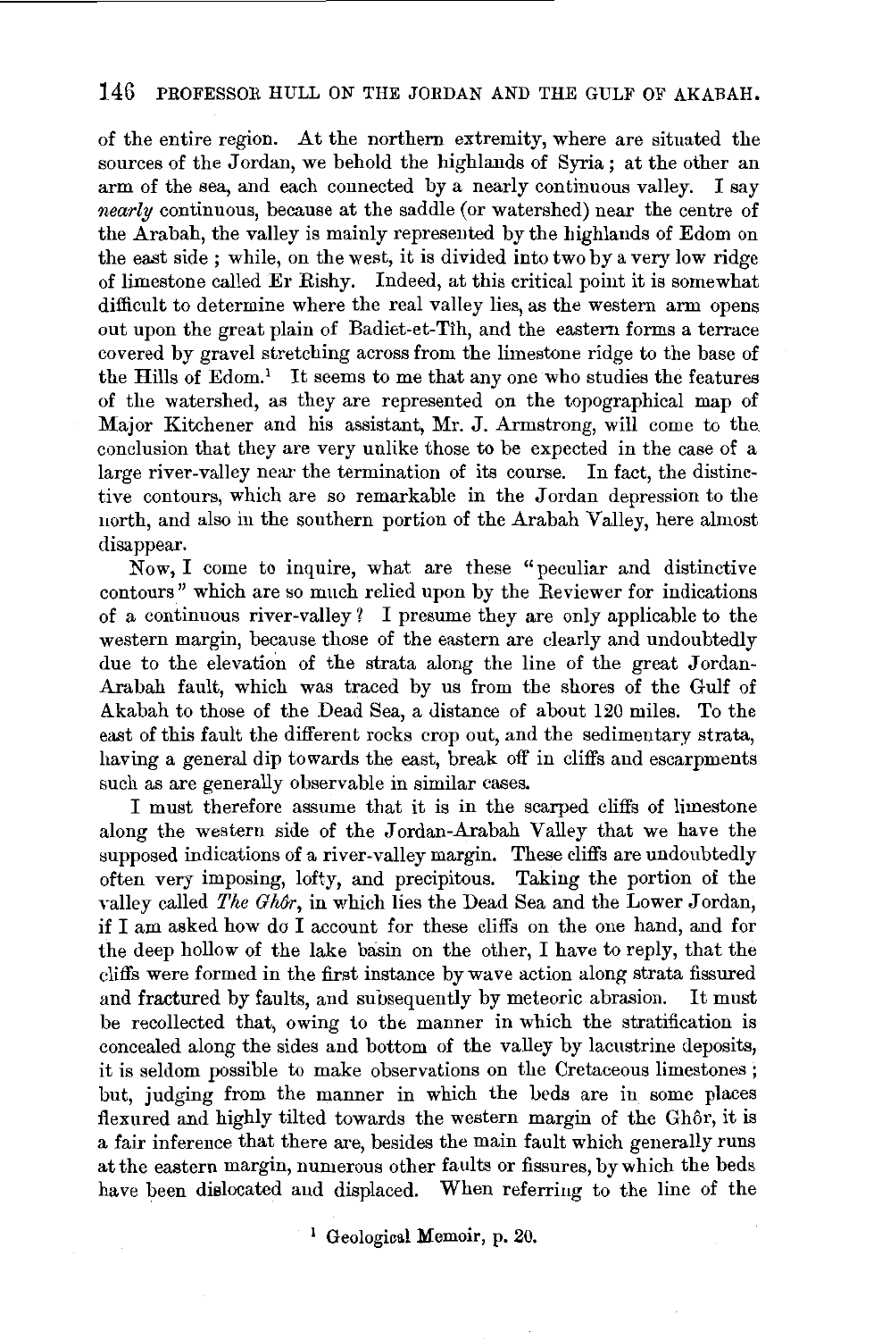of the entire region. At the northern extremity, where are situated the sources of the Jordan, we behold the highlands of Syria; at the other an arm of the sea, and each connected by a nearly continuous valley. I say *nearly* continuous, because at the saddle (or watershed) near the centre of the Arabah, the valley is mainly represented by the highlands of Edom on the east side; while, on the west, it is divided into two by a very low ridge of limestone called Er Rishy. Indeed, at this critical point it is somewhat difficult to determine where the real valley lies, as the western arm opens out upon the great plain of Badiet-et-Tîh, and the eastern forms a terrace covered by gravel stretching across from the limestone ridge to the base of the Hills of Edom.[1] It seems to me that any one who studies the features of the watershed, as they are represented on the topographical map of Major Kitchener and his assistant, Mr. J. Armstrong, will come to the conclusion that they are very unlike those to be expected in the case of a large river-valley near the termination of its course. In fact, the distinctive contours, which are so remarkable in the Jordan depression to the north, and also in the southern portion of the Arabah Valley, here almost disappear.

Now, I come to inquire, what are these "peculiar and distinctive contours" which are so much relied upon by the Reviewer for indications of a continuous river-valley? I presume they are only applicable to the western margin, because those of the eastern are clearly and undoubtedly due to the elevation of the strata along the line of the great Jordan-Arabah fault, which was traced by us from the shores of the Gulf of Akabah to those of the Dead Sea, a distance of about 120 miles. To the east of this fault the different rocks crop out, and the sedimentary strata, having a general dip towards the east, break off in cliffs and escarpments such as are generally observable in similar cases.

I must therefore assume that it is in the scarped cliffs of limestone along the western side of the Jordan-Arabah Valley that we have the supposed indications of a river-valley margin. These cliffs are undoubtedly often very imposing, lofty, and precipitous. Taking the portion of the valley called *The Ghôr*, in which lies the Dead Sea and the Lower Jordan, if I am asked how do I account for these cliffs on the one hand, and for the deep hollow of the lake basin on the other, I have to reply, that the cliffs were formed in the first instance by wave action along strata fissured and fractured by faults, and subsequently by meteoric abrasion. It must be recollected that, owing to the manner in which the stratification is concealed along the sides and bottom of the valley by lacustrine deposits, it is seldom possible to make observations on the Cretaceous limestones; but, judging from the manner in which the beds are in some places flexured and highly tilted towards the western margin of the Ghôr, it is a fair inference that there are, besides the main fault which generally runs at the eastern margin, numerous other faults or fissures, by which the beds have been dislocated and displaced. When referring to the line of the

[1] Geological Memoir, p. 20.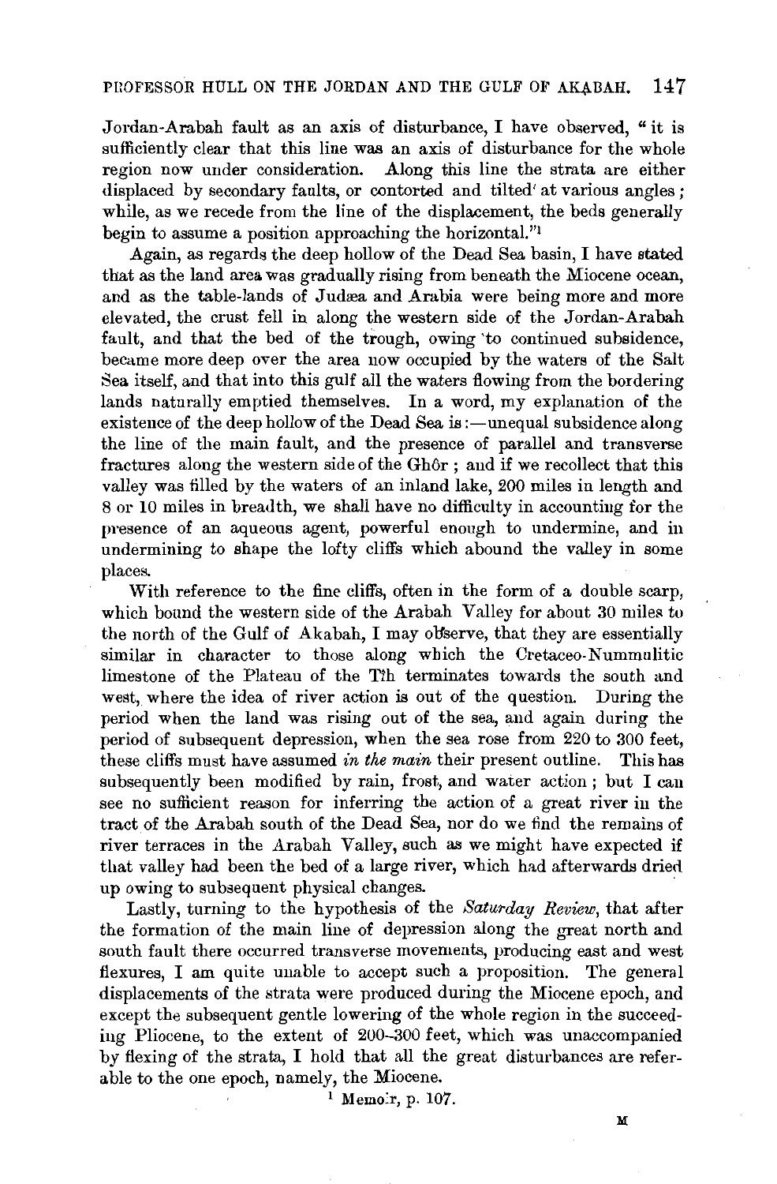Jordan-Arabah fault as an axis of disturbance, I have observed, "it is sufficiently clear that this line was an axis of disturbance for the whole region now under consideration. Along this line the strata are either displaced by secondary faults, or contorted and tilted at various angles; while, as we recede from the line of the displacement, the beds generally begin to assume a position approaching the horizontal."[1]

Again, as regards the deep hollow of the Dead Sea basin, I have stated that as the land area was gradually rising from beneath the Miocene ocean, and as the table-lands of Judæa and Arabia were being more and more elevated, the crust fell in along the western side of the Jordan-Arabah fault, and that the bed of the trough, owing to continued subsidence, became more deep over the area now occupied by the waters of the Salt Sea itself, and that into this gulf all the waters flowing from the bordering lands naturally emptied themselves. In a word, my explanation of the existence of the deep hollow of the Dead Sea is:—unequal subsidence along the line of the main fault, and the presence of parallel and transverse fractures along the western side of the Ghôr; and if we recollect that this valley was filled by the waters of an inland lake, 200 miles in length and 8 or 10 miles in breadth, we shall have no difficulty in accounting for the presence of an aqueous agent, powerful enough to undermine, and in undermining to shape the lofty cliffs which abound the valley in some places.

With reference to the fine cliffs, often in the form of a double scarp, which bound the western side of the Arabah Valley for about 30 miles to the north of the Gulf of Akabah, I may observe, that they are essentially similar in character to those along which the Cretaceo-Nummulitic limestone of the Plateau of the Tîh terminates towards the south and west, where the idea of river action is out of the question. During the period when the land was rising out of the sea, and again during the period of subsequent depression, when the sea rose from 220 to 300 feet, these cliffs must have assumed *in the main* their present outline. This has subsequently been modified by rain, frost, and water action; but I can see no sufficient reason for inferring the action of a great river in the tract of the Arabah south of the Dead Sea, nor do we find the remains of river terraces in the Arabah Valley, such as we might have expected if that valley had been the bed of a large river, which had afterwards dried up owing to subsequent physical changes.

Lastly, turning to the hypothesis of the *Saturday Review*, that after the formation of the main line of depression along the great north and south fault there occurred transverse movements, producing east and west flexures, I am quite unable to accept such a proposition. The general displacements of the strata were produced during the Miocene epoch, and except the subsequent gentle lowering of the whole region in the succeeding Pliocene, to the extent of 200–300 feet, which was unaccompanied by flexing of the strata, I hold that all the great disturbances are referable to the one epoch, namely, the Miocene.

[1] Memoir, p. 107.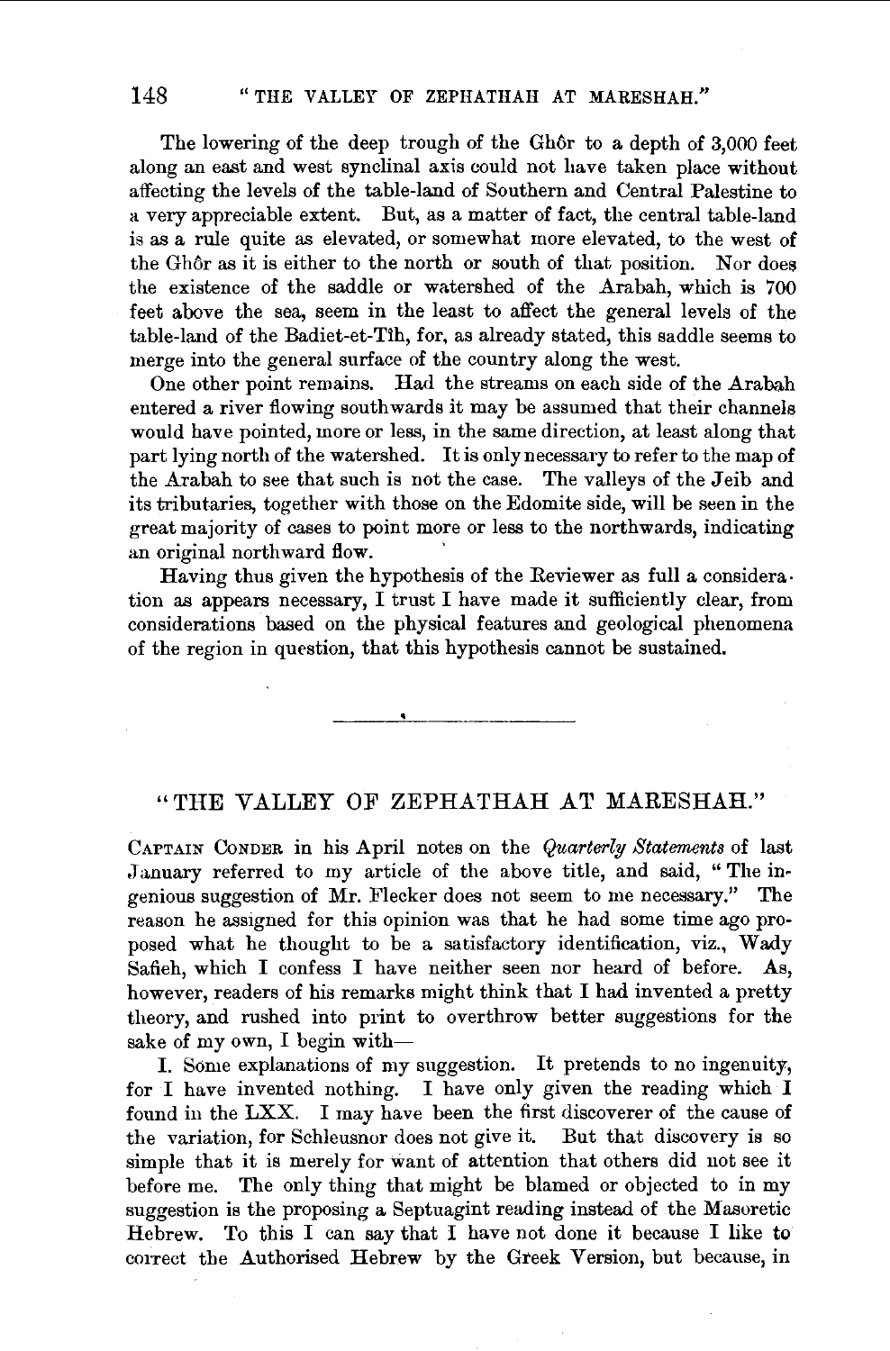The lowering of the deep trough of the Ghôr to a depth of 3,000 feet along an east and west synclinal axis could not have taken place without affecting the levels of the table-land of Southern and Central Palestine to a very appreciable extent. But, as a matter of fact, the central table-land is as a rule quite as elevated, or somewhat more elevated, to the west of the Ghôr as it is either to the north or south of that position. Nor does the existence of the saddle or watershed of the Arabah, which is 700 feet above the sea, seem in the least to affect the general levels of the table-land of the Badiet-et-Tîh, for, as already stated, this saddle seems to merge into the general surface of the country along the west.

One other point remains. Had the streams on each side of the Arabah entered a river flowing southwards it may be assumed that their channels would have pointed, more or less, in the same direction, at least along that part lying north of the watershed. It is only necessary to refer to the map of the Arabah to see that such is not the case. The valleys of the Jeib and its tributaries, together with those on the Edomite side, will be seen in the great majority of cases to point more or less to the northwards, indicating an original northward flow.

Having thus given the hypothesis of the Reviewer as full a consideration as appears necessary, I trust I have made it sufficiently clear, from considerations based on the physical features and geological phenomena of the region in question, that this hypothesis cannot be sustained.

---

## "THE VALLEY OF ZEPHATHAH AT MARESHAH."

Captain Conder in his April notes on the *Quarterly Statements* of last January referred to my article of the above title, and said, "The ingenious suggestion of Mr. Flecker does not seem to me necessary." The reason he assigned for this opinion was that he had some time ago proposed what he thought to be a satisfactory identification, viz., Wady Safieh, which I confess I have neither seen nor heard of before. As, however, readers of his remarks might think that I had invented a pretty theory, and rushed into print to overthrow better suggestions for the sake of my own, I begin with—

I. Some explanations of my suggestion. It pretends to no ingenuity, for I have invented nothing. I have only given the reading which I found in the LXX. I may have been the first discoverer of the cause of the variation, for Schleusnor does not give it. But that discovery is so simple that it is merely for want of attention that others did not see it before me. The only thing that might be blamed or objected to in my suggestion is the proposing a Septuagint reading instead of the Masoretic Hebrew. To this I can say that I have not done it because I like to correct the Authorised Hebrew by the Greek Version, but because, in